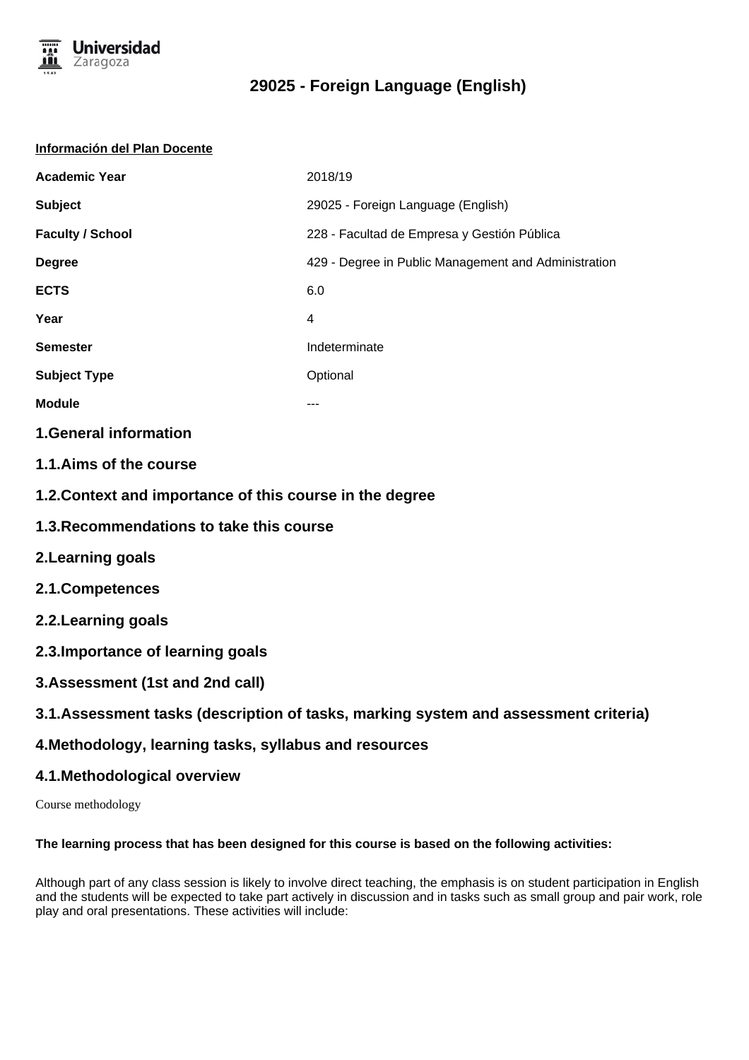# 29025 - Foreign Language (English)

**Información del Plan Docente**

| | |
|---|---|
| **Academic Year** | 2018/19 |
| **Subject** | 29025 - Foreign Language (English) |
| **Faculty / School** | 228 - Facultad de Empresa y Gestión Pública |
| **Degree** | 429 - Degree in Public Management and Administration |
| **ECTS** | 6.0 |
| **Year** | 4 |
| **Semester** | Indeterminate |
| **Subject Type** | Optional |
| **Module** | --- |

## 1.General information

## 1.1.Aims of the course

## 1.2.Context and importance of this course in the degree

## 1.3.Recommendations to take this course

## 2.Learning goals

## 2.1.Competences

## 2.2.Learning goals

## 2.3.Importance of learning goals

## 3.Assessment (1st and 2nd call)

## 3.1.Assessment tasks (description of tasks, marking system and assessment criteria)

## 4.Methodology, learning tasks, syllabus and resources

## 4.1.Methodological overview

Course methodology

**The learning process that has been designed for this course is based on the following activities:**

Although part of any class session is likely to involve direct teaching, the emphasis is on student participation in English and the students will be expected to take part actively in discussion and in tasks such as small group and pair work, role play and oral presentations. These activities will include: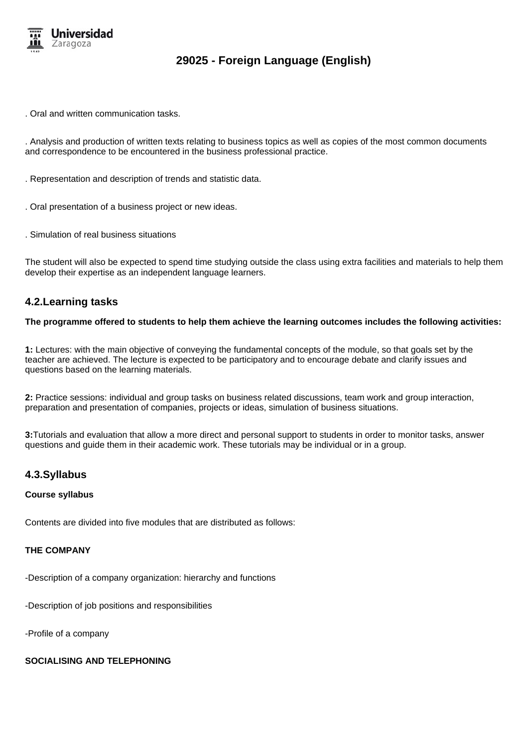. Oral and written communication tasks.

. Analysis and production of written texts relating to business topics as well as copies of the most common documents and correspondence to be encountered in the business professional practice.

. Representation and description of trends and statistic data.

. Oral presentation of a business project or new ideas.

. Simulation of real business situations

The student will also be expected to spend time studying outside the class using extra facilities and materials to help them develop their expertise as an independent language learners.

## 4.2.Learning tasks

**The programme offered to students to help them achieve the learning outcomes includes the following activities:**

**1:** Lectures: with the main objective of conveying the fundamental concepts of the module, so that goals set by the teacher are achieved. The lecture is expected to be participatory and to encourage debate and clarify issues and questions based on the learning materials.

**2:** Practice sessions: individual and group tasks on business related discussions, team work and group interaction, preparation and presentation of companies, projects or ideas, simulation of business situations.

**3:**Tutorials and evaluation that allow a more direct and personal support to students in order to monitor tasks, answer questions and guide them in their academic work. These tutorials may be individual or in a group.

## 4.3.Syllabus

**Course syllabus**

Contents are divided into five modules that are distributed as follows:

**THE COMPANY**

-Description of a company organization: hierarchy and functions

-Description of job positions and responsibilities

-Profile of a company

**SOCIALISING AND TELEPHONING**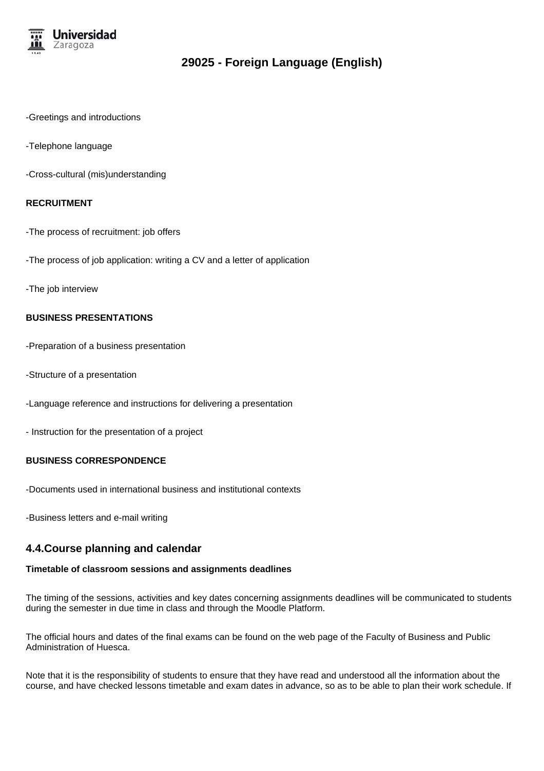-Greetings and introductions

-Telephone language

-Cross-cultural (mis)understanding

**RECRUITMENT**

-The process of recruitment: job offers

-The process of job application: writing a CV and a letter of application

-The job interview

**BUSINESS PRESENTATIONS**

-Preparation of a business presentation

-Structure of a presentation

-Language reference and instructions for delivering a presentation

- Instruction for the presentation of a project

**BUSINESS CORRESPONDENCE**

-Documents used in international business and institutional contexts

-Business letters and e-mail writing

## 4.4.Course planning and calendar

**Timetable of classroom sessions and assignments deadlines**

The timing of the sessions, activities and key dates concerning assignments deadlines will be communicated to students during the semester in due time in class and through the Moodle Platform.

The official hours and dates of the final exams can be found on the web page of the Faculty of Business and Public Administration of Huesca.

Note that it is the responsibility of students to ensure that they have read and understood all the information about the course, and have checked lessons timetable and exam dates in advance, so as to be able to plan their work schedule. If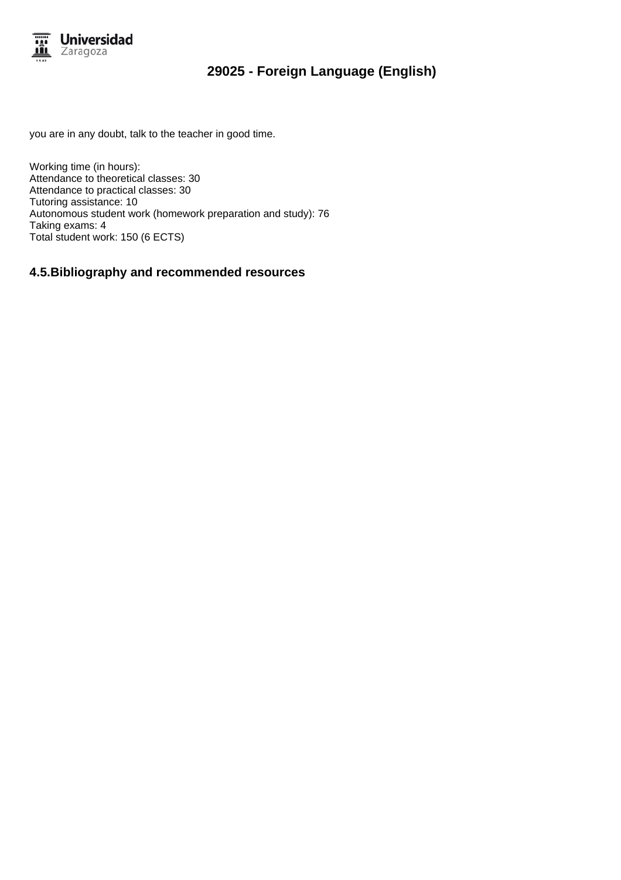you are in any doubt, talk to the teacher in good time.

Working time (in hours):
Attendance to theoretical classes: 30
Attendance to practical classes: 30
Tutoring assistance: 10
Autonomous student work (homework preparation and study): 76
Taking exams: 4
Total student work: 150 (6 ECTS)

### 4.5.Bibliography and recommended resources